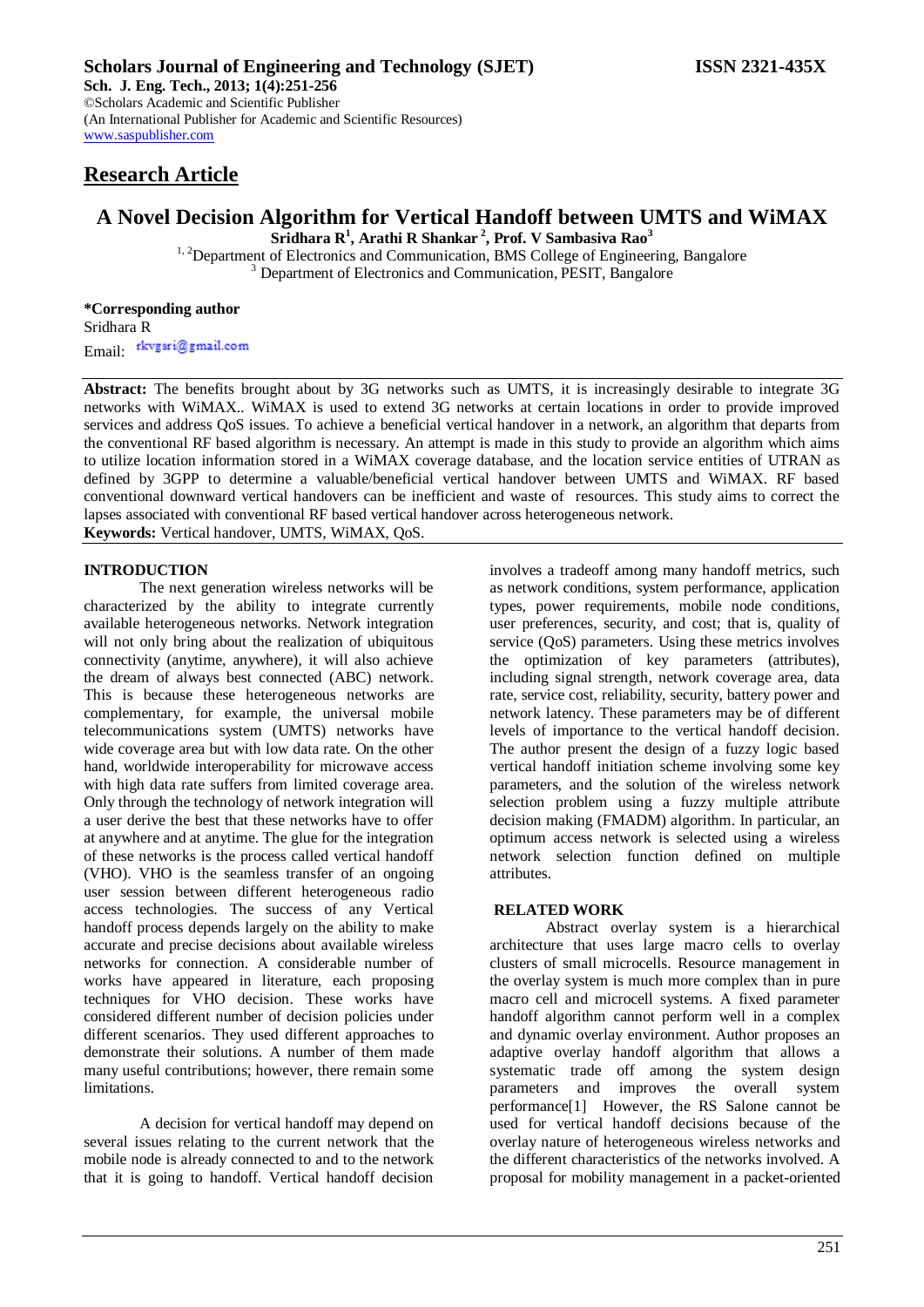**Scholars Journal of Engineering and Technology (SJET)** **ISSN 2321-435X**
**Sch. J. Eng. Tech., 2013; 1(4):251-256**
©Scholars Academic and Scientific Publisher
(An International Publisher for Academic and Scientific Resources)
www.saspublisher.com

## Research Article

# A Novel Decision Algorithm for Vertical Handoff between UMTS and WiMAX

**Sridhara R[1], Arathi R Shankar[2], Prof. V Sambasiva Rao[3]**

[1, 2]Department of Electronics and Communication, BMS College of Engineering, Bangalore
[3] Department of Electronics and Communication, PESIT, Bangalore

**\*Corresponding author**
Sridhara R
Email: rkvgsri@gmail.com

**Abstract:** The benefits brought about by 3G networks such as UMTS, it is increasingly desirable to integrate 3G networks with WiMAX.. WiMAX is used to extend 3G networks at certain locations in order to provide improved services and address QoS issues. To achieve a beneficial vertical handover in a network, an algorithm that departs from the conventional RF based algorithm is necessary. An attempt is made in this study to provide an algorithm which aims to utilize location information stored in a WiMAX coverage database, and the location service entities of UTRAN as defined by 3GPP to determine a valuable/beneficial vertical handover between UMTS and WiMAX. RF based conventional downward vertical handovers can be inefficient and waste of resources. This study aims to correct the lapses associated with conventional RF based vertical handover across heterogeneous network.
**Keywords:** Vertical handover, UMTS, WiMAX, QoS.

## INTRODUCTION

The next generation wireless networks will be characterized by the ability to integrate currently available heterogeneous networks. Network integration will not only bring about the realization of ubiquitous connectivity (anytime, anywhere), it will also achieve the dream of always best connected (ABC) network. This is because these heterogeneous networks are complementary, for example, the universal mobile telecommunications system (UMTS) networks have wide coverage area but with low data rate. On the other hand, worldwide interoperability for microwave access with high data rate suffers from limited coverage area. Only through the technology of network integration will a user derive the best that these networks have to offer at anywhere and at anytime. The glue for the integration of these networks is the process called vertical handoff (VHO). VHO is the seamless transfer of an ongoing user session between different heterogeneous radio access technologies. The success of any Vertical handoff process depends largely on the ability to make accurate and precise decisions about available wireless networks for connection. A considerable number of works have appeared in literature, each proposing techniques for VHO decision. These works have considered different number of decision policies under different scenarios. They used different approaches to demonstrate their solutions. A number of them made many useful contributions; however, there remain some limitations.

A decision for vertical handoff may depend on several issues relating to the current network that the mobile node is already connected to and to the network that it is going to handoff. Vertical handoff decision involves a tradeoff among many handoff metrics, such as network conditions, system performance, application types, power requirements, mobile node conditions, user preferences, security, and cost; that is, quality of service (QoS) parameters. Using these metrics involves the optimization of key parameters (attributes), including signal strength, network coverage area, data rate, service cost, reliability, security, battery power and network latency. These parameters may be of different levels of importance to the vertical handoff decision. The author present the design of a fuzzy logic based vertical handoff initiation scheme involving some key parameters, and the solution of the wireless network selection problem using a fuzzy multiple attribute decision making (FMADM) algorithm. In particular, an optimum access network is selected using a wireless network selection function defined on multiple attributes.

## RELATED WORK

Abstract overlay system is a hierarchical architecture that uses large macro cells to overlay clusters of small microcells. Resource management in the overlay system is much more complex than in pure macro cell and microcell systems. A fixed parameter handoff algorithm cannot perform well in a complex and dynamic overlay environment. Author proposes an adaptive overlay handoff algorithm that allows a systematic trade off among the system design parameters and improves the overall system performance[1] However, the RS Salone cannot be used for vertical handoff decisions because of the overlay nature of heterogeneous wireless networks and the different characteristics of the networks involved. A proposal for mobility management in a packet-oriented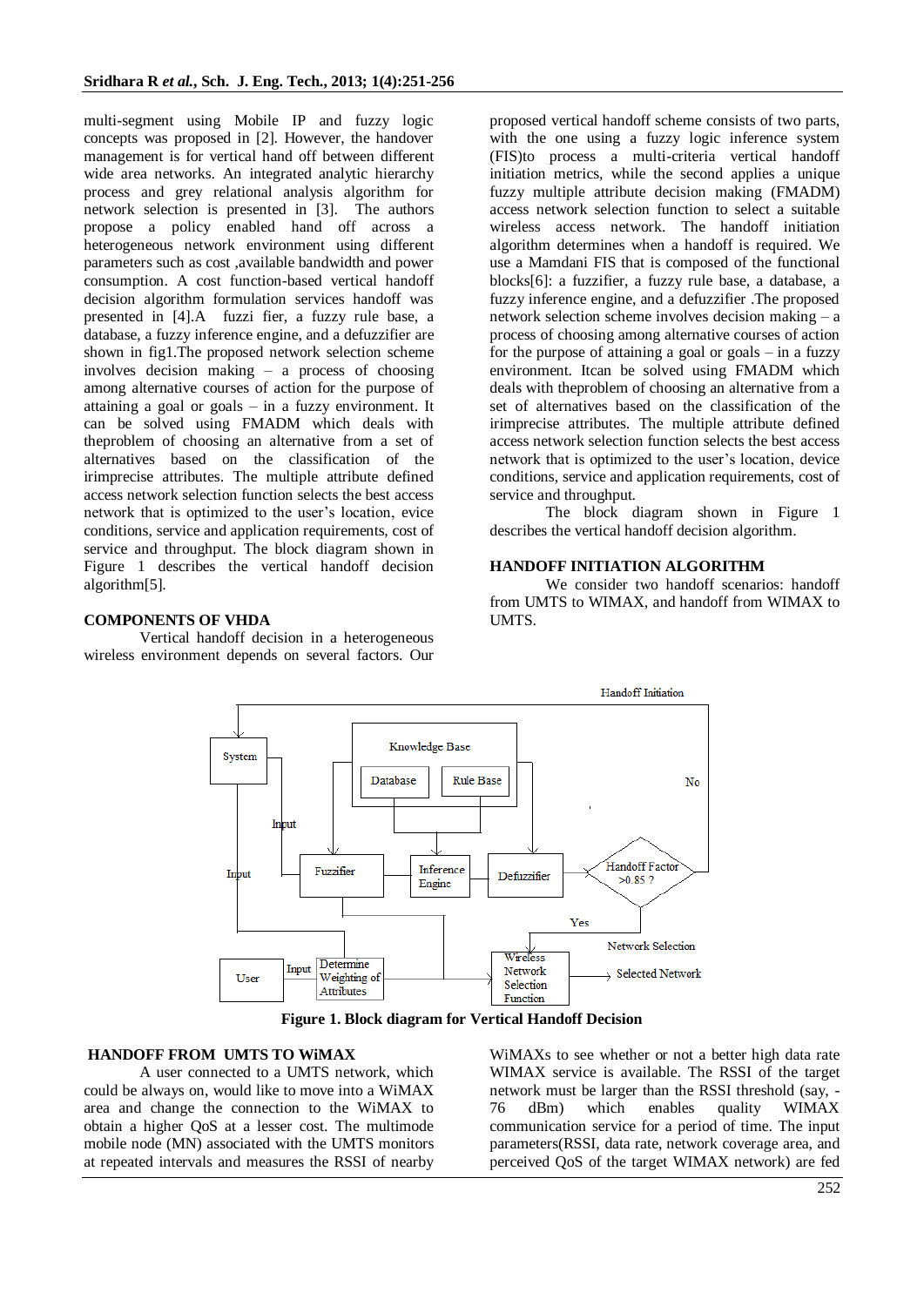multi-segment using Mobile IP and fuzzy logic concepts was proposed in [2]. However, the handover management is for vertical hand off between different wide area networks. An integrated analytic hierarchy process and grey relational analysis algorithm for network selection is presented in [3]. The authors propose a policy enabled hand off across a heterogeneous network environment using different parameters such as cost ,available bandwidth and power consumption. A cost function-based vertical handoff decision algorithm formulation services handoff was presented in [4].A fuzzi fier, a fuzzy rule base, a database, a fuzzy inference engine, and a defuzzifier are shown in fig1.The proposed network selection scheme involves decision making – a process of choosing among alternative courses of action for the purpose of attaining a goal or goals – in a fuzzy environment. It can be solved using FMADM which deals with theproblem of choosing an alternative from a set of alternatives based on the classification of the irimprecise attributes. The multiple attribute defined access network selection function selects the best access network that is optimized to the user's location, evice conditions, service and application requirements, cost of service and throughput. The block diagram shown in Figure 1 describes the vertical handoff decision algorithm[5].

## COMPONENTS OF VHDA

Vertical handoff decision in a heterogeneous wireless environment depends on several factors. Our proposed vertical handoff scheme consists of two parts, with the one using a fuzzy logic inference system (FIS)to process a multi-criteria vertical handoff initiation metrics, while the second applies a unique fuzzy multiple attribute decision making (FMADM) access network selection function to select a suitable wireless access network. The handoff initiation algorithm determines when a handoff is required. We use a Mamdani FIS that is composed of the functional blocks[6]: a fuzzifier, a fuzzy rule base, a database, a fuzzy inference engine, and a defuzzifier .The proposed network selection scheme involves decision making – a process of choosing among alternative courses of action for the purpose of attaining a goal or goals – in a fuzzy environment. Itcan be solved using FMADM which deals with theproblem of choosing an alternative from a set of alternatives based on the classification of the irimprecise attributes. The multiple attribute defined access network selection function selects the best access network that is optimized to the user's location, device conditions, service and application requirements, cost of service and throughput.

The block diagram shown in Figure 1 describes the vertical handoff decision algorithm.

## HANDOFF INITIATION ALGORITHM

We consider two handoff scenarios: handoff from UMTS to WIMAX, and handoff from WIMAX to UMTS.

**Figure 1. Block diagram for Vertical Handoff Decision**

## HANDOFF FROM UMTS TO WiMAX

A user connected to a UMTS network, which could be always on, would like to move into a WiMAX area and change the connection to the WiMAX to obtain a higher QoS at a lesser cost. The multimode mobile node (MN) associated with the UMTS monitors at repeated intervals and measures the RSSI of nearby WiMAXs to see whether or not a better high data rate WIMAX service is available. The RSSI of the target network must be larger than the RSSI threshold (say, -76 dBm) which enables quality WIMAX communication service for a period of time. The input parameters(RSSI, data rate, network coverage area, and perceived QoS of the target WIMAX network) are fed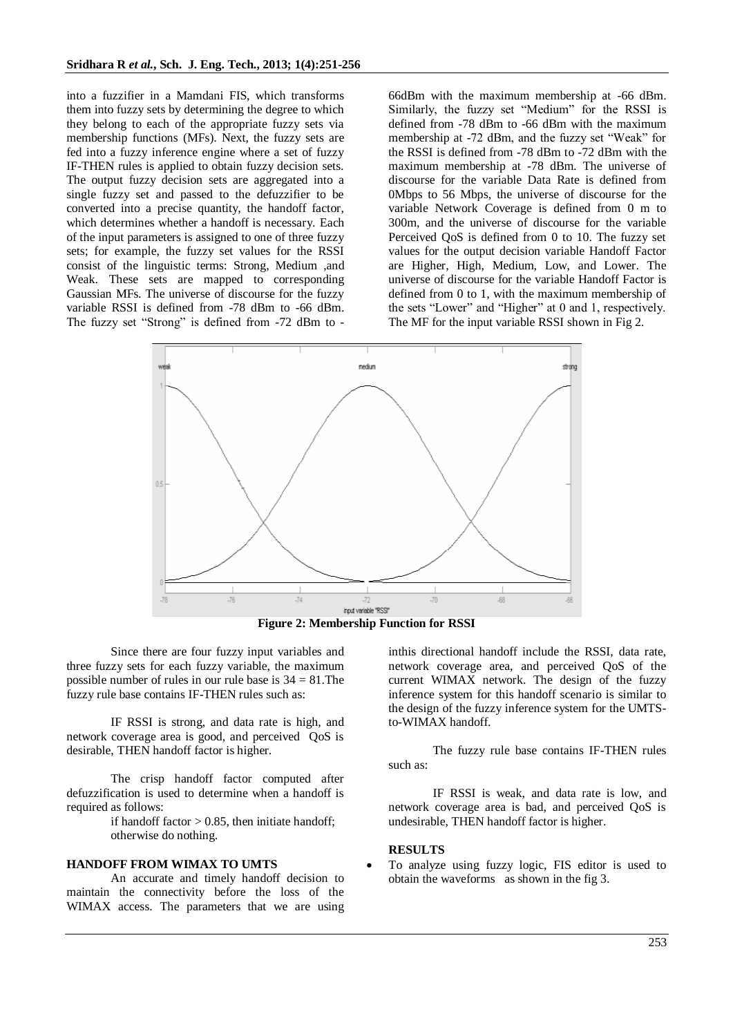into a fuzzifier in a Mamdani FIS, which transforms them into fuzzy sets by determining the degree to which they belong to each of the appropriate fuzzy sets via membership functions (MFs). Next, the fuzzy sets are fed into a fuzzy inference engine where a set of fuzzy IF-THEN rules is applied to obtain fuzzy decision sets. The output fuzzy decision sets are aggregated into a single fuzzy set and passed to the defuzzifier to be converted into a precise quantity, the handoff factor, which determines whether a handoff is necessary. Each of the input parameters is assigned to one of three fuzzy sets; for example, the fuzzy set values for the RSSI consist of the linguistic terms: Strong, Medium ,and Weak. These sets are mapped to corresponding Gaussian MFs. The universe of discourse for the fuzzy variable RSSI is defined from -78 dBm to -66 dBm. The fuzzy set "Strong" is defined from -72 dBm to -66dBm with the maximum membership at -66 dBm. Similarly, the fuzzy set "Medium" for the RSSI is defined from -78 dBm to -66 dBm with the maximum membership at -72 dBm, and the fuzzy set "Weak" for the RSSI is defined from -78 dBm to -72 dBm with the maximum membership at -78 dBm. The universe of discourse for the variable Data Rate is defined from 0Mbps to 56 Mbps, the universe of discourse for the variable Network Coverage is defined from 0 m to 300m, and the universe of discourse for the variable Perceived QoS is defined from 0 to 10. The fuzzy set values for the output decision variable Handoff Factor are Higher, High, Medium, Low, and Lower. The universe of discourse for the variable Handoff Factor is defined from 0 to 1, with the maximum membership of the sets "Lower" and "Higher" at 0 and 1, respectively. The MF for the input variable RSSI shown in Fig 2.

**Figure 2: Membership Function for RSSI**

Since there are four fuzzy input variables and three fuzzy sets for each fuzzy variable, the maximum possible number of rules in our rule base is 34 = 81.The fuzzy rule base contains IF-THEN rules such as:

IF RSSI is strong, and data rate is high, and network coverage area is good, and perceived QoS is desirable, THEN handoff factor is higher.

The crisp handoff factor computed after defuzzification is used to determine when a handoff is required as follows:

if handoff factor > 0.85, then initiate handoff;
otherwise do nothing.

## HANDOFF FROM WIMAX TO UMTS

An accurate and timely handoff decision to maintain the connectivity before the loss of the WIMAX access. The parameters that we are using inthis directional handoff include the RSSI, data rate, network coverage area, and perceived QoS of the current WIMAX network. The design of the fuzzy inference system for this handoff scenario is similar to the design of the fuzzy inference system for the UMTS-to-WIMAX handoff.

The fuzzy rule base contains IF-THEN rules such as:

IF RSSI is weak, and data rate is low, and network coverage area is bad, and perceived QoS is undesirable, THEN handoff factor is higher.

## RESULTS

- To analyze using fuzzy logic, FIS editor is used to obtain the waveforms as shown in the fig 3.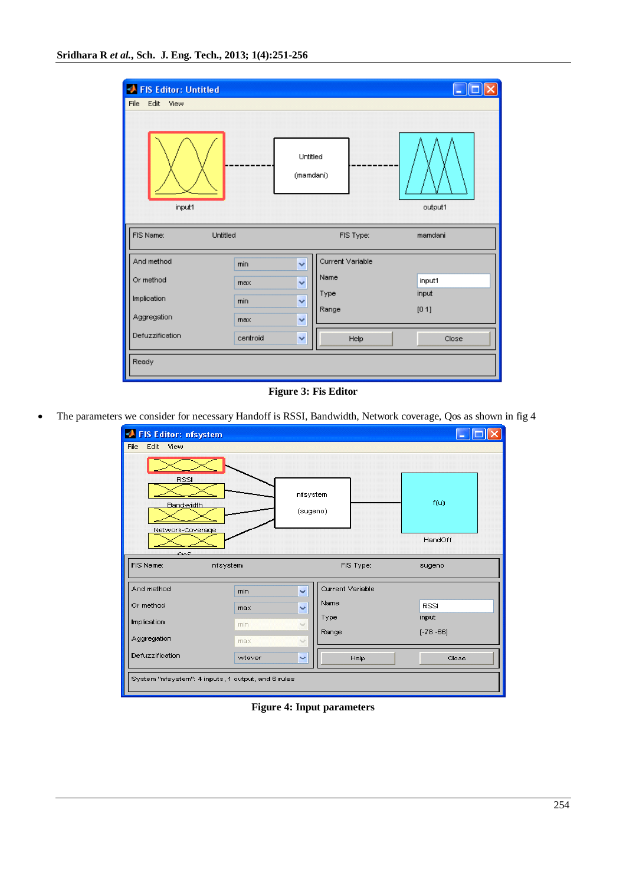**Figure 3: Fis Editor**

- The parameters we consider for necessary Handoff is RSSI, Bandwidth, Network coverage, Qos as shown in fig 4

**Figure 4: Input parameters**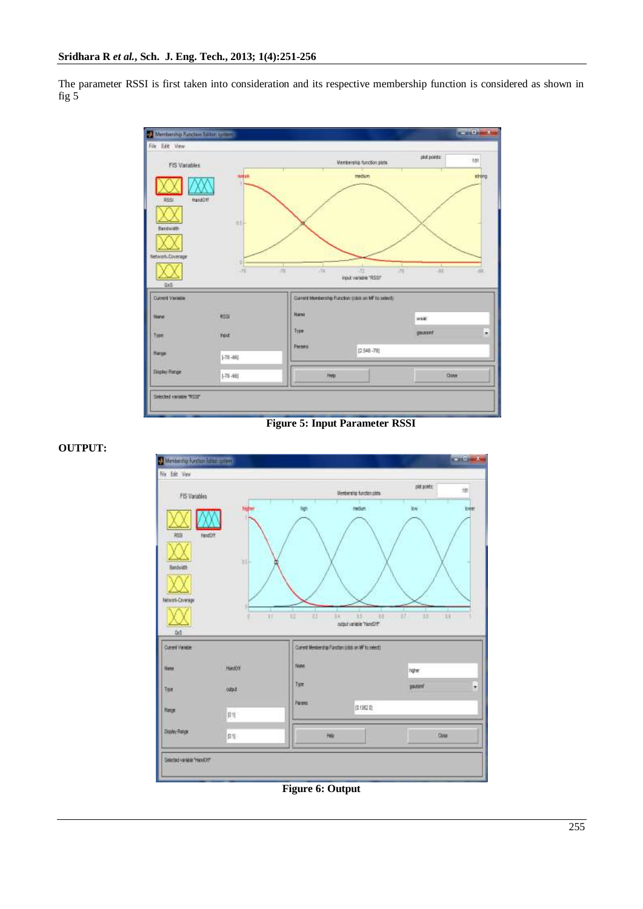The parameter RSSI is first taken into consideration and its respective membership function is considered as shown in fig 5

**Figure 5: Input Parameter RSSI**

**OUTPUT:**

**Figure 6: Output**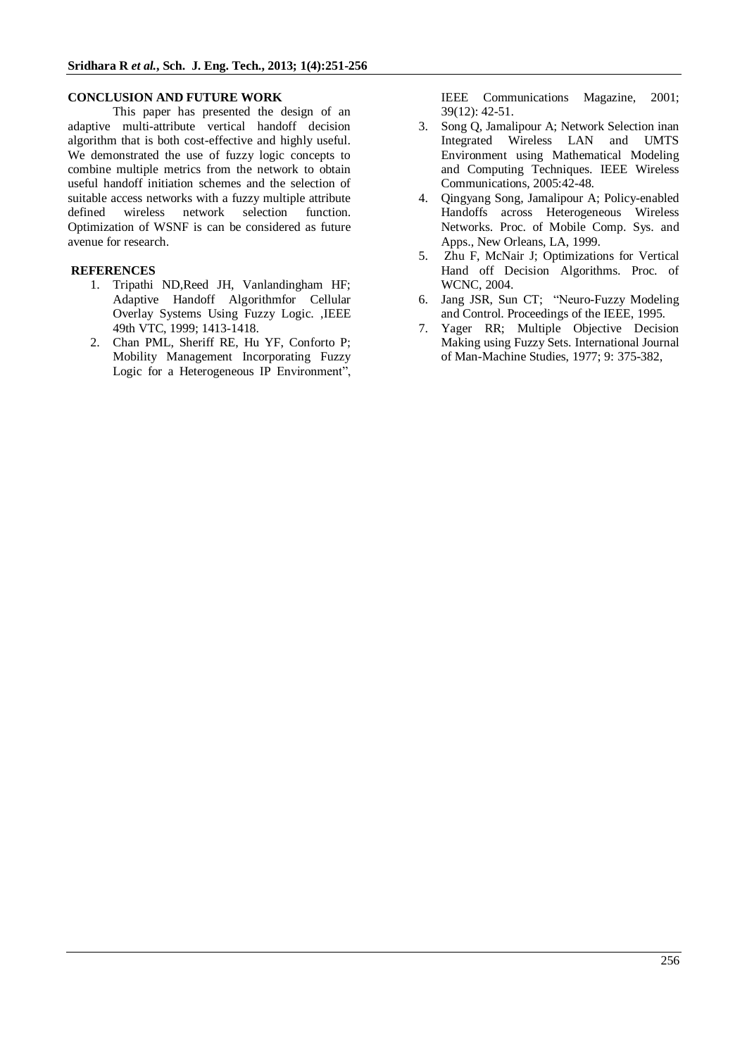## CONCLUSION AND FUTURE WORK

This paper has presented the design of an adaptive multi-attribute vertical handoff decision algorithm that is both cost-effective and highly useful. We demonstrated the use of fuzzy logic concepts to combine multiple metrics from the network to obtain useful handoff initiation schemes and the selection of suitable access networks with a fuzzy multiple attribute defined wireless network selection function. Optimization of WSNF is can be considered as future avenue for research.

## REFERENCES

1. Tripathi ND,Reed JH, Vanlandingham HF; Adaptive Handoff Algorithmfor Cellular Overlay Systems Using Fuzzy Logic. ,IEEE 49th VTC, 1999; 1413-1418.
2. Chan PML, Sheriff RE, Hu YF, Conforto P; Mobility Management Incorporating Fuzzy Logic for a Heterogeneous IP Environment", IEEE Communications Magazine, 2001; 39(12): 42-51.
3. Song Q, Jamalipour A; Network Selection inan Integrated Wireless LAN and UMTS Environment using Mathematical Modeling and Computing Techniques. IEEE Wireless Communications, 2005:42-48.
4. Qingyang Song, Jamalipour A; Policy-enabled Handoffs across Heterogeneous Wireless Networks. Proc. of Mobile Comp. Sys. and Apps., New Orleans, LA, 1999.
5. Zhu F, McNair J; Optimizations for Vertical Hand off Decision Algorithms. Proc. of WCNC, 2004.
6. Jang JSR, Sun CT; "Neuro-Fuzzy Modeling and Control. Proceedings of the IEEE, 1995.
7. Yager RR; Multiple Objective Decision Making using Fuzzy Sets. International Journal of Man-Machine Studies, 1977; 9: 375-382,